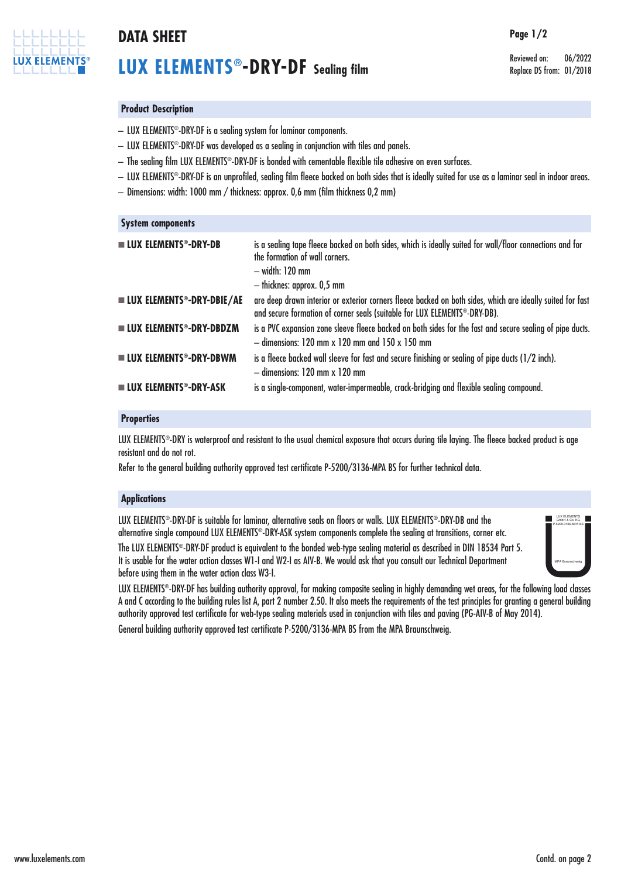# DATA SHEET

# LUX ELEMENTS®-DRY-DF Sealing film

Reviewed on: 06/2022
Replace DS from: 01/2018

## Product Description

- LUX ELEMENTS®-DRY-DF is a sealing system for laminar components.
- LUX ELEMENTS®-DRY-DF was developed as a sealing in conjunction with tiles and panels.
- The sealing film LUX ELEMENTS®-DRY-DF is bonded with cementable flexible tile adhesive on even surfaces.
- LUX ELEMENTS®-DRY-DF is an unprofiled, sealing film fleece backed on both sides that is ideally suited for use as a laminar seal in indoor areas.
- Dimensions: width: 1000 mm / thickness: approx. 0,6 mm (film thickness 0,2 mm)

## System components

| | |
|---|---|
| **■ LUX ELEMENTS®-DRY-DB** | is a sealing tape fleece backed on both sides, which is ideally suited for wall/floor connections and for the formation of wall corners.<br>– width: 120 mm<br>– thicknes: approx. 0,5 mm |
| **■ LUX ELEMENTS®-DRY-DBIE/AE** | are deep drawn interior or exterior corners fleece backed on both sides, which are ideally suited for fast and secure formation of corner seals (suitable for LUX ELEMENTS®-DRY-DB). |
| **■ LUX ELEMENTS®-DRY-DBDZM** | is a PVC expansion zone sleeve fleece backed on both sides for the fast and secure sealing of pipe ducts.<br>– dimensions: 120 mm x 120 mm and 150 x 150 mm |
| **■ LUX ELEMENTS®-DRY-DBWM** | is a fleece backed wall sleeve for fast and secure finishing or sealing of pipe ducts (1/2 inch).<br>– dimensions: 120 mm x 120 mm |
| **■ LUX ELEMENTS®-DRY-ASK** | is a single-component, water-impermeable, crack-bridging and flexible sealing compound. |

## Properties

LUX ELEMENTS®-DRY is waterproof and resistant to the usual chemical exposure that occurs during tile laying. The fleece backed product is age resistant and do not rot.

Refer to the general building authority approved test certificate P-5200/3136-MPA BS for further technical data.

## Applications

LUX ELEMENTS®-DRY-DF is suitable for laminar, alternative seals on floors or walls. LUX ELEMENTS®-DRY-DB and the alternative single compound LUX ELEMENTS®-DRY-ASK system components complete the sealing at transitions, corner etc.

The LUX ELEMENTS®-DRY-DF product is equivalent to the bonded web-type sealing material as described in DIN 18534 Part 5. It is usable for the water action classes W1-I and W2-I as AIV-B. We would ask that you consult our Technical Department before using them in the water action class W3-I.

LUX ELEMENTS GmbH & Co. KG
P-5200-3136-MPA BS
MPA Braunschweig

LUX ELEMENTS®-DRY-DF has building authority approval, for making composite sealing in highly demanding wet areas, for the following load classes A and C according to the building rules list A, part 2 number 2.50. It also meets the requirements of the test principles for granting a general building authority approved test certificate for web-type sealing materials used in conjunction with tiles and paving (PG-AIV-B of May 2014).

General building authority approved test certificate P-5200/3136-MPA BS from the MPA Braunschweig.

www.luxelements.com

Contd. on page 2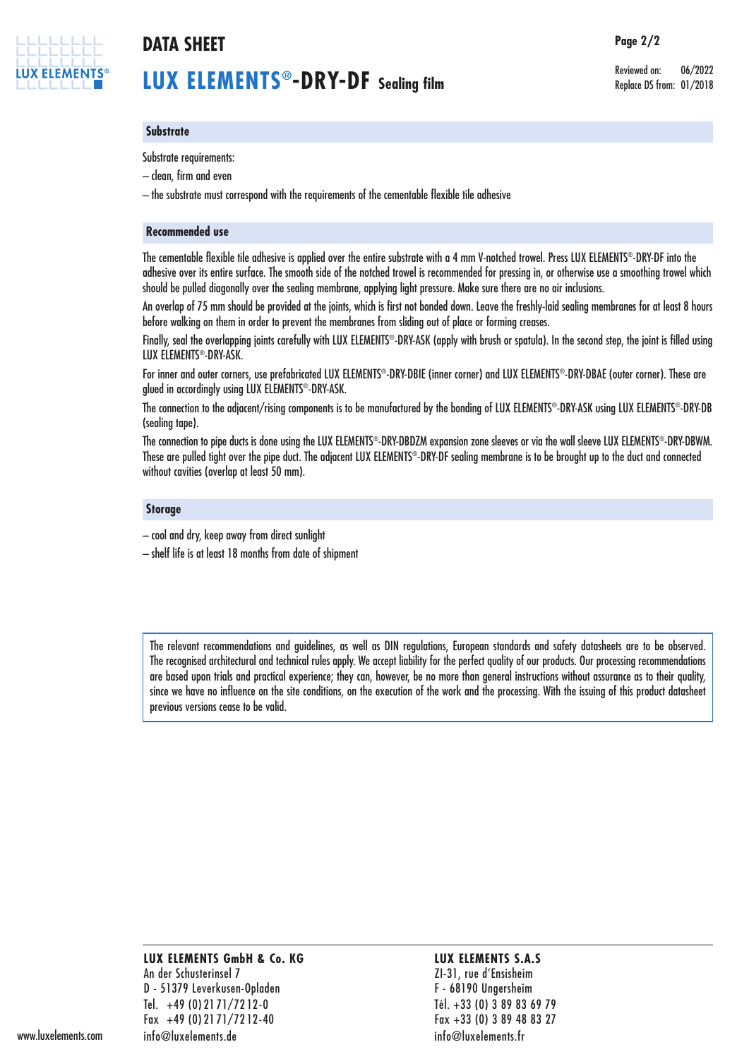## Substrate

Substrate requirements:

– clean, firm and even

– the substrate must correspond with the requirements of the cementable flexible tile adhesive

## Recommended use

The cementable flexible tile adhesive is applied over the entire substrate with a 4 mm V-notched trowel. Press LUX ELEMENTS®-DRY-DF into the adhesive over its entire surface. The smooth side of the notched trowel is recommended for pressing in, or otherwise use a smoothing trowel which should be pulled diagonally over the sealing membrane, applying light pressure. Make sure there are no air inclusions.

An overlap of 75 mm should be provided at the joints, which is first not bonded down. Leave the freshly-laid sealing membranes for at least 8 hours before walking on them in order to prevent the membranes from sliding out of place or forming creases.

Finally, seal the overlapping joints carefully with LUX ELEMENTS®-DRY-ASK (apply with brush or spatula). In the second step, the joint is filled using LUX ELEMENTS®-DRY-ASK.

For inner and outer corners, use prefabricated LUX ELEMENTS®-DRY-DBIE (inner corner) and LUX ELEMENTS®-DRY-DBAE (outer corner). These are glued in accordingly using LUX ELEMENTS®-DRY-ASK.

The connection to the adjacent/rising components is to be manufactured by the bonding of LUX ELEMENTS®-DRY-ASK using LUX ELEMENTS®-DRY-DB (sealing tape).

The connection to pipe ducts is done using the LUX ELEMENTS®-DRY-DBDZM expansion zone sleeves or via the wall sleeve LUX ELEMENTS®-DRY-DBWM. These are pulled tight over the pipe duct. The adjacent LUX ELEMENTS®-DRY-DF sealing membrane is to be brought up to the duct and connected without cavities (overlap at least 50 mm).

## Storage

– cool and dry, keep away from direct sunlight

– shelf life is at least 18 months from date of shipment

The relevant recommendations and guidelines, as well as DIN regulations, European standards and safety datasheets are to be observed. The recognised architectural and technical rules apply. We accept liability for the perfect quality of our products. Our processing recommendations are based upon trials and practical experience; they can, however, be no more than general instructions without assurance as to their quality, since we have no influence on the site conditions, on the execution of the work and the processing. With the issuing of this product datasheet previous versions cease to be valid.

**LUX ELEMENTS GmbH & Co. KG**
An der Schusterinsel 7
D - 51379 Leverkusen-Opladen
Tel. +49 (0) 21 71/72 12-0
Fax +49 (0) 21 71/72 12-40
info@luxelements.de

**LUX ELEMENTS S.A.S**
ZI-31, rue d'Ensisheim
F - 68190 Ungersheim
Tél. +33 (0) 3 89 83 69 79
Fax +33 (0) 3 89 48 83 27
info@luxelements.fr

www.luxelements.com